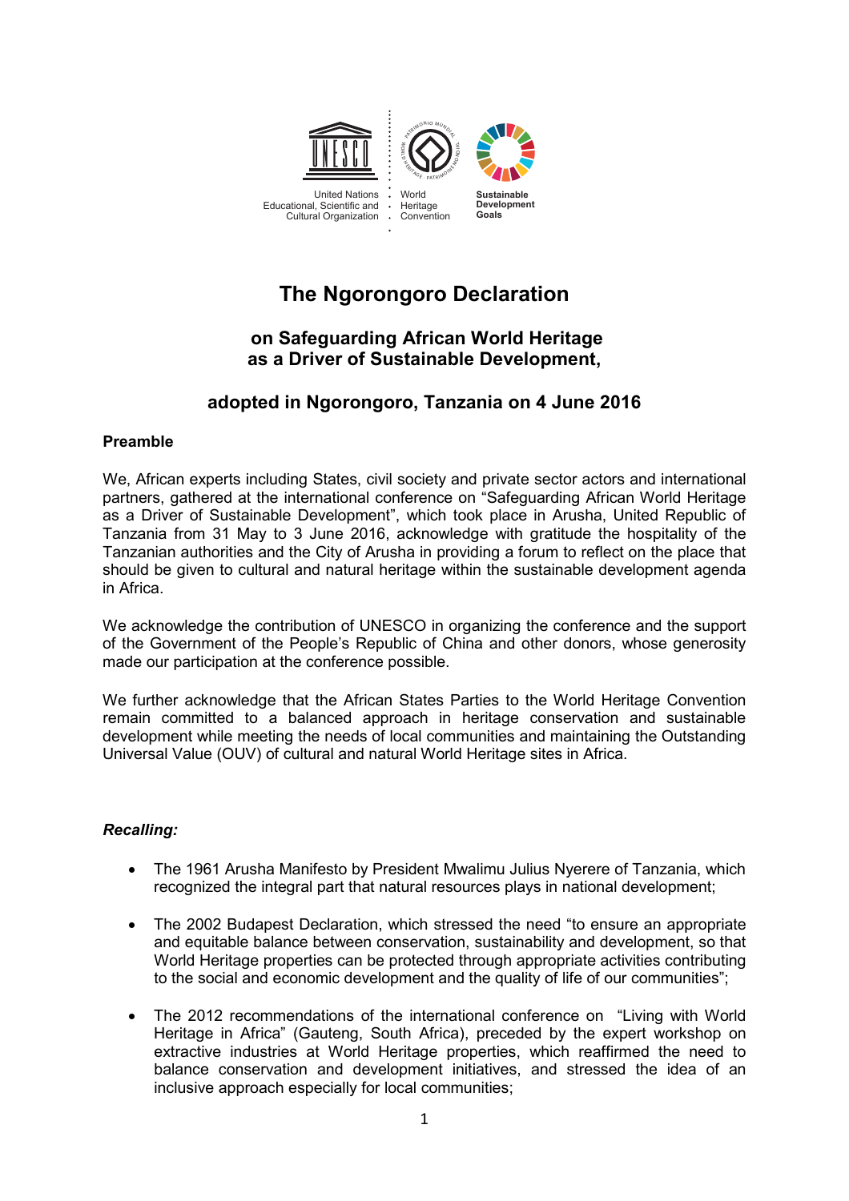United Nations Educational, Scientific and Cultural Organization

World Heritage Convention

Sustainable Development Goals

# The Ngorongoro Declaration

## on Safeguarding African World Heritage as a Driver of Sustainable Development,

## adopted in Ngorongoro, Tanzania on 4 June 2016

**Preamble**

We, African experts including States, civil society and private sector actors and international partners, gathered at the international conference on "Safeguarding African World Heritage as a Driver of Sustainable Development", which took place in Arusha, United Republic of Tanzania from 31 May to 3 June 2016, acknowledge with gratitude the hospitality of the Tanzanian authorities and the City of Arusha in providing a forum to reflect on the place that should be given to cultural and natural heritage within the sustainable development agenda in Africa.

We acknowledge the contribution of UNESCO in organizing the conference and the support of the Government of the People's Republic of China and other donors, whose generosity made our participation at the conference possible.

We further acknowledge that the African States Parties to the World Heritage Convention remain committed to a balanced approach in heritage conservation and sustainable development while meeting the needs of local communities and maintaining the Outstanding Universal Value (OUV) of cultural and natural World Heritage sites in Africa.

***Recalling:***

- The 1961 Arusha Manifesto by President Mwalimu Julius Nyerere of Tanzania, which recognized the integral part that natural resources plays in national development;
- The 2002 Budapest Declaration, which stressed the need "to ensure an appropriate and equitable balance between conservation, sustainability and development, so that World Heritage properties can be protected through appropriate activities contributing to the social and economic development and the quality of life of our communities";
- The 2012 recommendations of the international conference on "Living with World Heritage in Africa" (Gauteng, South Africa), preceded by the expert workshop on extractive industries at World Heritage properties, which reaffirmed the need to balance conservation and development initiatives, and stressed the idea of an inclusive approach especially for local communities;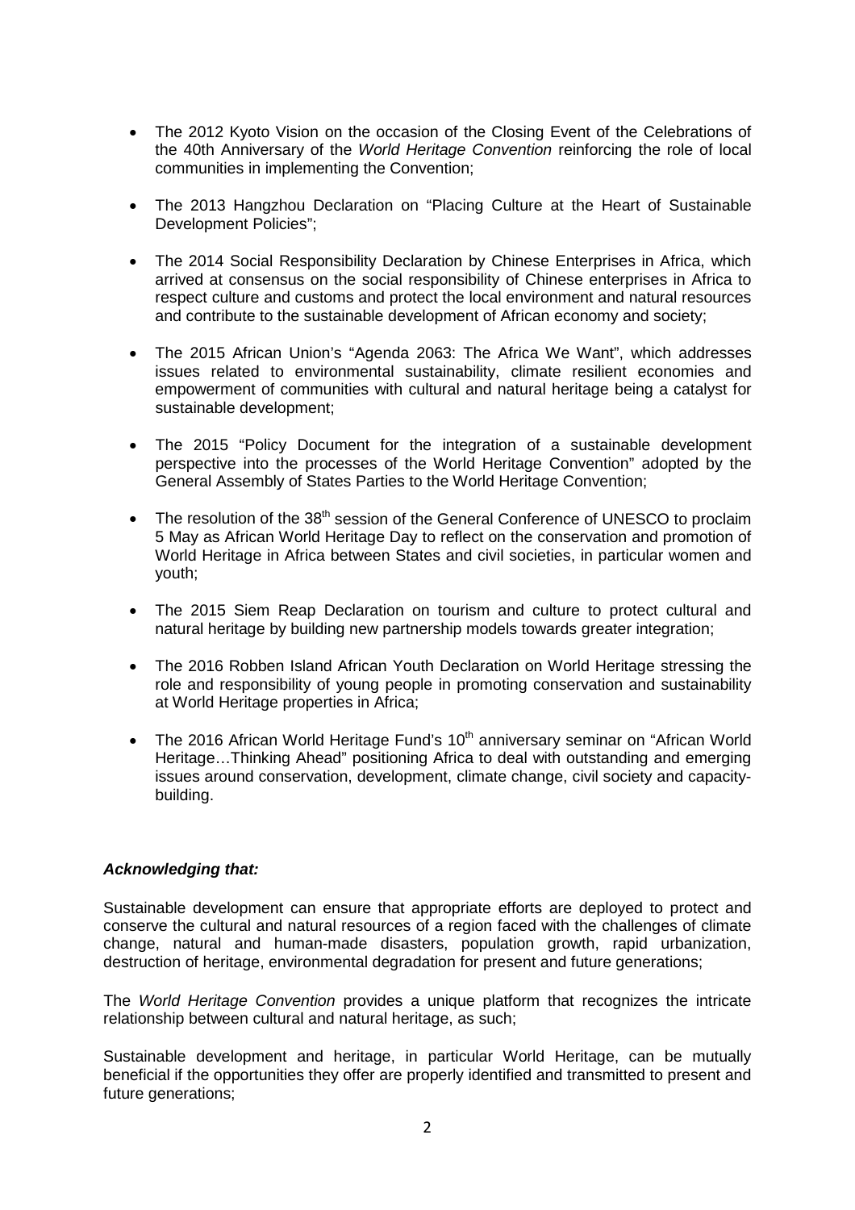- The 2012 Kyoto Vision on the occasion of the Closing Event of the Celebrations of the 40th Anniversary of the *World Heritage Convention* reinforcing the role of local communities in implementing the Convention;

- The 2013 Hangzhou Declaration on "Placing Culture at the Heart of Sustainable Development Policies";

- The 2014 Social Responsibility Declaration by Chinese Enterprises in Africa, which arrived at consensus on the social responsibility of Chinese enterprises in Africa to respect culture and customs and protect the local environment and natural resources and contribute to the sustainable development of African economy and society;

- The 2015 African Union's "Agenda 2063: The Africa We Want", which addresses issues related to environmental sustainability, climate resilient economies and empowerment of communities with cultural and natural heritage being a catalyst for sustainable development;

- The 2015 "Policy Document for the integration of a sustainable development perspective into the processes of the World Heritage Convention" adopted by the General Assembly of States Parties to the World Heritage Convention;

- The resolution of the 38th session of the General Conference of UNESCO to proclaim 5 May as African World Heritage Day to reflect on the conservation and promotion of World Heritage in Africa between States and civil societies, in particular women and youth;

- The 2015 Siem Reap Declaration on tourism and culture to protect cultural and natural heritage by building new partnership models towards greater integration;

- The 2016 Robben Island African Youth Declaration on World Heritage stressing the role and responsibility of young people in promoting conservation and sustainability at World Heritage properties in Africa;

- The 2016 African World Heritage Fund's 10th anniversary seminar on "African World Heritage…Thinking Ahead" positioning Africa to deal with outstanding and emerging issues around conservation, development, climate change, civil society and capacity-building.

***Acknowledging that:***

Sustainable development can ensure that appropriate efforts are deployed to protect and conserve the cultural and natural resources of a region faced with the challenges of climate change, natural and human-made disasters, population growth, rapid urbanization, destruction of heritage, environmental degradation for present and future generations;

The *World Heritage Convention* provides a unique platform that recognizes the intricate relationship between cultural and natural heritage, as such;

Sustainable development and heritage, in particular World Heritage, can be mutually beneficial if the opportunities they offer are properly identified and transmitted to present and future generations;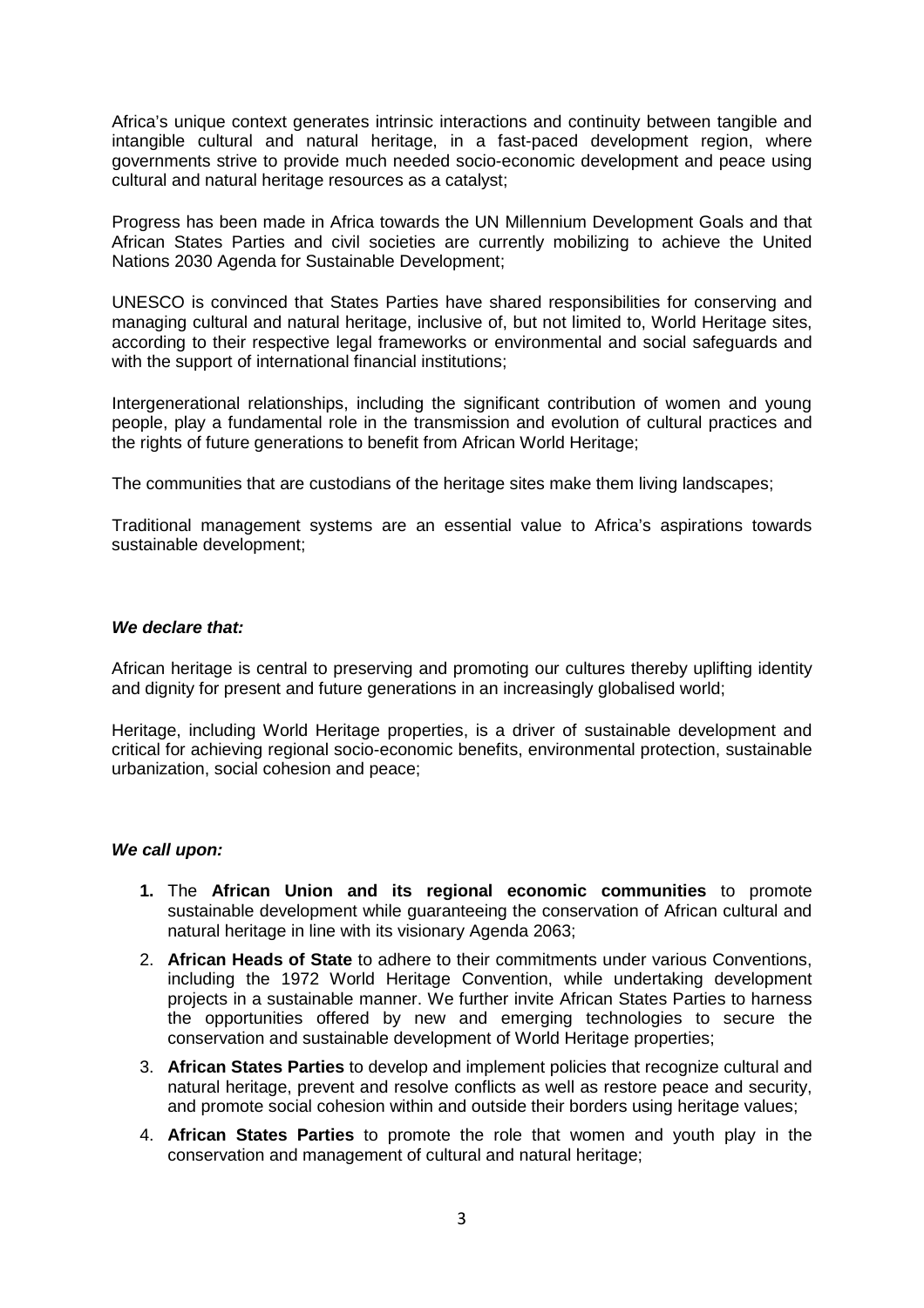Africa's unique context generates intrinsic interactions and continuity between tangible and intangible cultural and natural heritage, in a fast-paced development region, where governments strive to provide much needed socio-economic development and peace using cultural and natural heritage resources as a catalyst;

Progress has been made in Africa towards the UN Millennium Development Goals and that African States Parties and civil societies are currently mobilizing to achieve the United Nations 2030 Agenda for Sustainable Development;

UNESCO is convinced that States Parties have shared responsibilities for conserving and managing cultural and natural heritage, inclusive of, but not limited to, World Heritage sites, according to their respective legal frameworks or environmental and social safeguards and with the support of international financial institutions;

Intergenerational relationships, including the significant contribution of women and young people, play a fundamental role in the transmission and evolution of cultural practices and the rights of future generations to benefit from African World Heritage;

The communities that are custodians of the heritage sites make them living landscapes;

Traditional management systems are an essential value to Africa's aspirations towards sustainable development;

***We declare that:***

African heritage is central to preserving and promoting our cultures thereby uplifting identity and dignity for present and future generations in an increasingly globalised world;

Heritage, including World Heritage properties, is a driver of sustainable development and critical for achieving regional socio-economic benefits, environmental protection, sustainable urbanization, social cohesion and peace;

***We call upon:***

1. The **African Union and its regional economic communities** to promote sustainable development while guaranteeing the conservation of African cultural and natural heritage in line with its visionary Agenda 2063;
2. **African Heads of State** to adhere to their commitments under various Conventions, including the 1972 World Heritage Convention, while undertaking development projects in a sustainable manner. We further invite African States Parties to harness the opportunities offered by new and emerging technologies to secure the conservation and sustainable development of World Heritage properties;
3. **African States Parties** to develop and implement policies that recognize cultural and natural heritage, prevent and resolve conflicts as well as restore peace and security, and promote social cohesion within and outside their borders using heritage values;
4. **African States Parties** to promote the role that women and youth play in the conservation and management of cultural and natural heritage;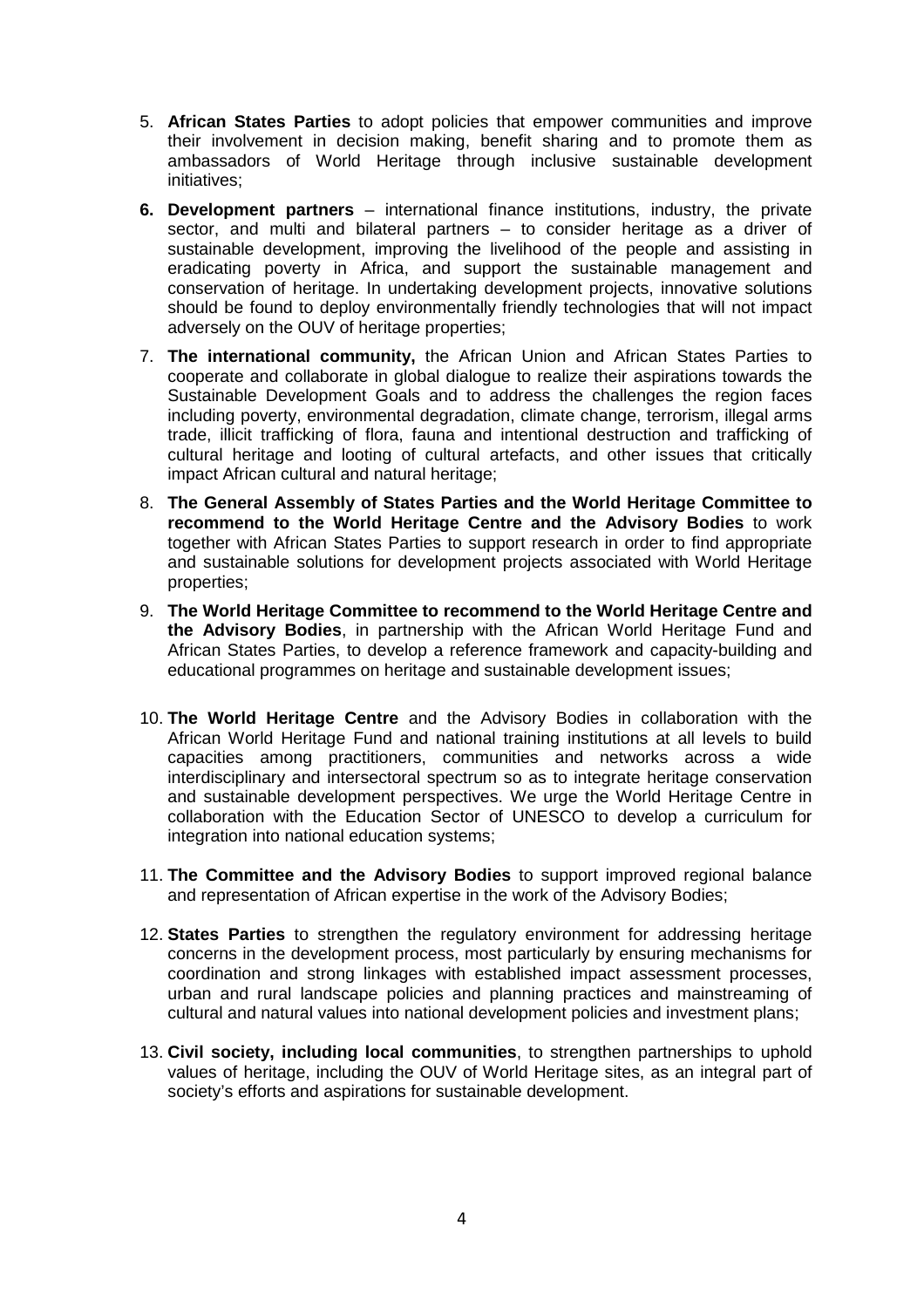5. **African States Parties** to adopt policies that empower communities and improve their involvement in decision making, benefit sharing and to promote them as ambassadors of World Heritage through inclusive sustainable development initiatives;
6. **Development partners** – international finance institutions, industry, the private sector, and multi and bilateral partners – to consider heritage as a driver of sustainable development, improving the livelihood of the people and assisting in eradicating poverty in Africa, and support the sustainable management and conservation of heritage. In undertaking development projects, innovative solutions should be found to deploy environmentally friendly technologies that will not impact adversely on the OUV of heritage properties;
7. **The international community,** the African Union and African States Parties to cooperate and collaborate in global dialogue to realize their aspirations towards the Sustainable Development Goals and to address the challenges the region faces including poverty, environmental degradation, climate change, terrorism, illegal arms trade, illicit trafficking of flora, fauna and intentional destruction and trafficking of cultural heritage and looting of cultural artefacts, and other issues that critically impact African cultural and natural heritage;
8. **The General Assembly of States Parties and the World Heritage Committee to recommend to the World Heritage Centre and the Advisory Bodies** to work together with African States Parties to support research in order to find appropriate and sustainable solutions for development projects associated with World Heritage properties;
9. **The World Heritage Committee to recommend to the World Heritage Centre and the Advisory Bodies**, in partnership with the African World Heritage Fund and African States Parties, to develop a reference framework and capacity-building and educational programmes on heritage and sustainable development issues;
10. **The World Heritage Centre** and the Advisory Bodies in collaboration with the African World Heritage Fund and national training institutions at all levels to build capacities among practitioners, communities and networks across a wide interdisciplinary and intersectoral spectrum so as to integrate heritage conservation and sustainable development perspectives. We urge the World Heritage Centre in collaboration with the Education Sector of UNESCO to develop a curriculum for integration into national education systems;
11. **The Committee and the Advisory Bodies** to support improved regional balance and representation of African expertise in the work of the Advisory Bodies;
12. **States Parties** to strengthen the regulatory environment for addressing heritage concerns in the development process, most particularly by ensuring mechanisms for coordination and strong linkages with established impact assessment processes, urban and rural landscape policies and planning practices and mainstreaming of cultural and natural values into national development policies and investment plans;
13. **Civil society, including local communities**, to strengthen partnerships to uphold values of heritage, including the OUV of World Heritage sites, as an integral part of society's efforts and aspirations for sustainable development.